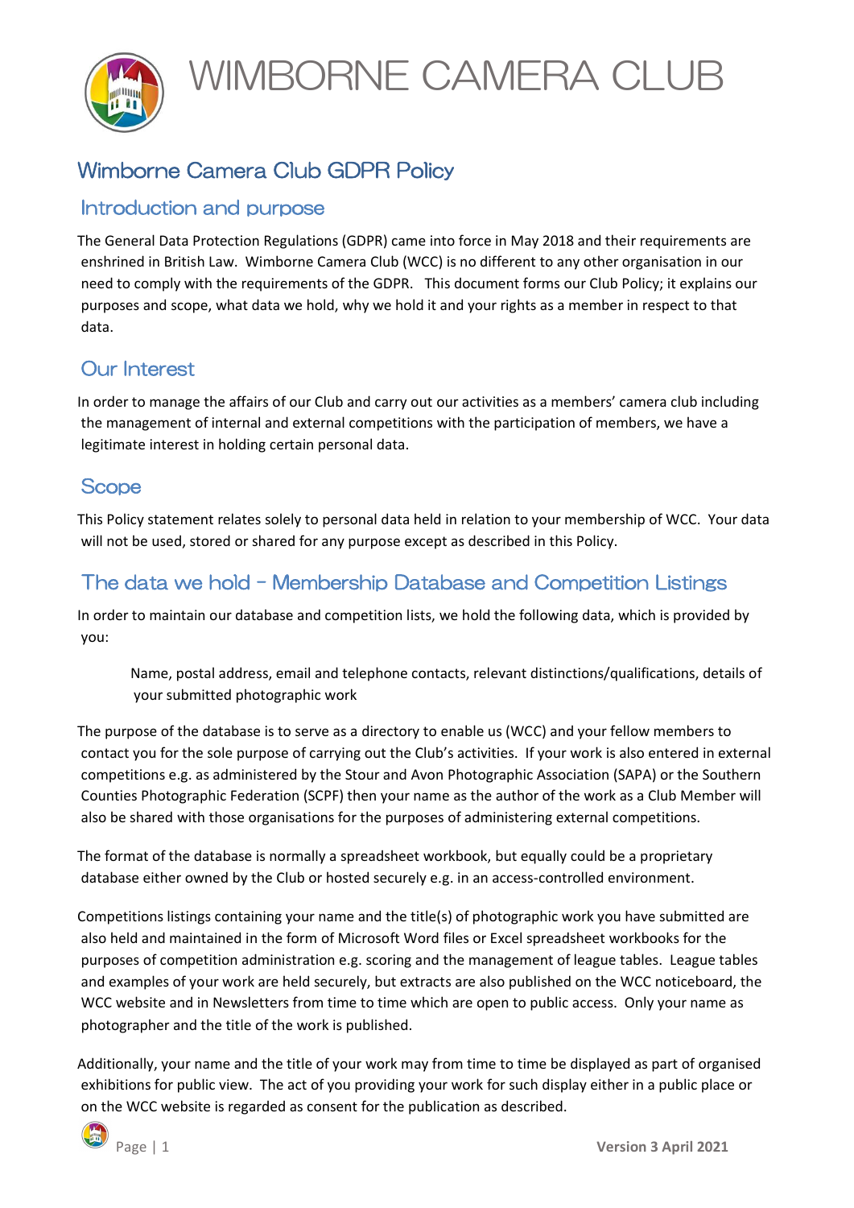# WIMBORNE CAMERA CLUB

## Wimborne Camera Club GDPR Policy

### Introduction and purpose

The General Data Protection Regulations (GDPR) came into force in May 2018 and their requirements are enshrined in British Law. Wimborne Camera Club (WCC) is no different to any other organisation in our need to comply with the requirements of the GDPR. This document forms our Club Policy; it explains our purposes and scope, what data we hold, why we hold it and your rights as a member in respect to that data.

### Our Interest

In order to manage the affairs of our Club and carry out our activities as a members' camera club including the management of internal and external competitions with the participation of members, we have a legitimate interest in holding certain personal data.

### Scope

This Policy statement relates solely to personal data held in relation to your membership of WCC. Your data will not be used, stored or shared for any purpose except as described in this Policy.

### The data we hold – Membership Database and Competition Listings

In order to maintain our database and competition lists, we hold the following data, which is provided by you:

> Name, postal address, email and telephone contacts, relevant distinctions/qualifications, details of your submitted photographic work

The purpose of the database is to serve as a directory to enable us (WCC) and your fellow members to contact you for the sole purpose of carrying out the Club's activities. If your work is also entered in external competitions e.g. as administered by the Stour and Avon Photographic Association (SAPA) or the Southern Counties Photographic Federation (SCPF) then your name as the author of the work as a Club Member will also be shared with those organisations for the purposes of administering external competitions.

The format of the database is normally a spreadsheet workbook, but equally could be a proprietary database either owned by the Club or hosted securely e.g. in an access-controlled environment.

Competitions listings containing your name and the title(s) of photographic work you have submitted are also held and maintained in the form of Microsoft Word files or Excel spreadsheet workbooks for the purposes of competition administration e.g. scoring and the management of league tables. League tables and examples of your work are held securely, but extracts are also published on the WCC noticeboard, the WCC website and in Newsletters from time to time which are open to public access. Only your name as photographer and the title of the work is published.

Additionally, your name and the title of your work may from time to time be displayed as part of organised exhibitions for public view. The act of you providing your work for such display either in a public place or on the WCC website is regarded as consent for the publication as described.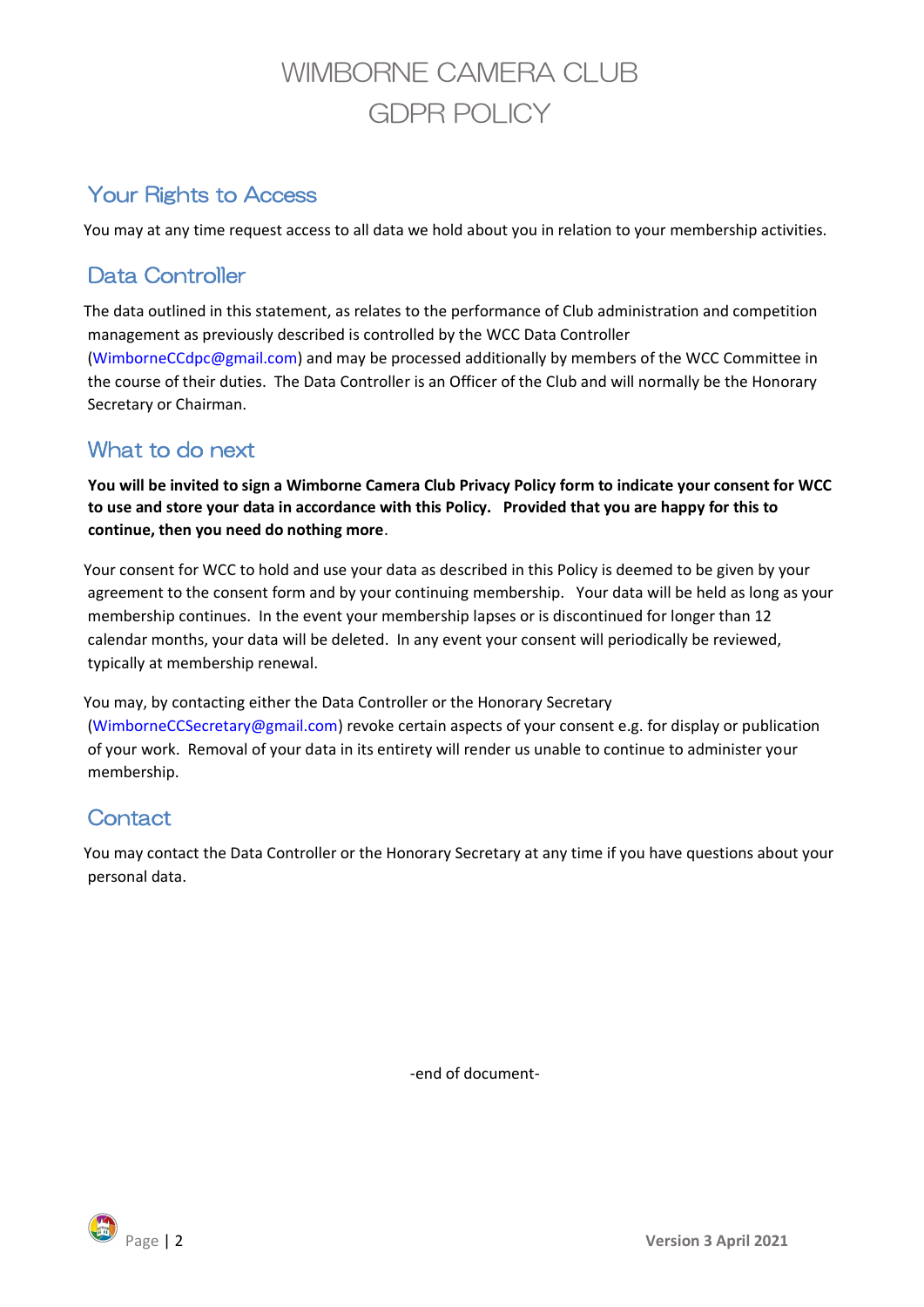# WIMBORNE CAMERA CLUB
# GDPR POLICY

## Your Rights to Access

You may at any time request access to all data we hold about you in relation to your membership activities.

## Data Controller

The data outlined in this statement, as relates to the performance of Club administration and competition management as previously described is controlled by the WCC Data Controller (WimborneCCdpc@gmail.com) and may be processed additionally by members of the WCC Committee in the course of their duties. The Data Controller is an Officer of the Club and will normally be the Honorary Secretary or Chairman.

## What to do next

**You will be invited to sign a Wimborne Camera Club Privacy Policy form to indicate your consent for WCC to use and store your data in accordance with this Policy. Provided that you are happy for this to continue, then you need do nothing more**.

Your consent for WCC to hold and use your data as described in this Policy is deemed to be given by your agreement to the consent form and by your continuing membership. Your data will be held as long as your membership continues. In the event your membership lapses or is discontinued for longer than 12 calendar months, your data will be deleted. In any event your consent will periodically be reviewed, typically at membership renewal.

You may, by contacting either the Data Controller or the Honorary Secretary (WimborneCCSecretary@gmail.com) revoke certain aspects of your consent e.g. for display or publication of your work. Removal of your data in its entirety will render us unable to continue to administer your membership.

## Contact

You may contact the Data Controller or the Honorary Secretary at any time if you have questions about your personal data.

-end of document-

Version 3 April 2021